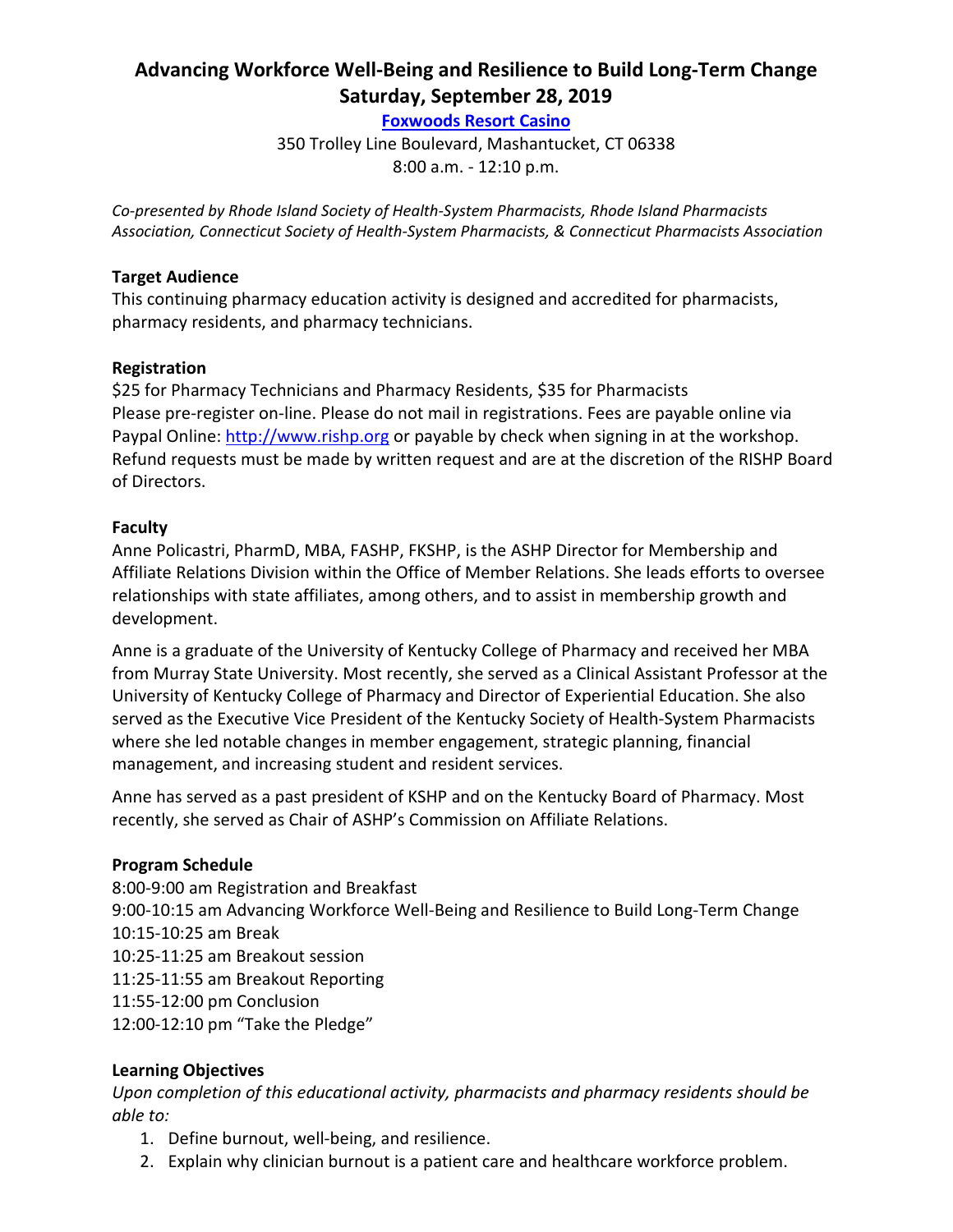# Advancing Workforce Well-Being and Resilience to Build Long-Term Change
## Saturday, September 28, 2019

**[Foxwoods Resort Casino]**

350 Trolley Line Boulevard, Mashantucket, CT 06338

8:00 a.m. - 12:10 p.m.

*Co-presented by Rhode Island Society of Health-System Pharmacists, Rhode Island Pharmacists Association, Connecticut Society of Health-System Pharmacists, & Connecticut Pharmacists Association*

**Target Audience**

This continuing pharmacy education activity is designed and accredited for pharmacists, pharmacy residents, and pharmacy technicians.

**Registration**

$25 for Pharmacy Technicians and Pharmacy Residents, $35 for Pharmacists

Please pre-register on-line. Please do not mail in registrations. Fees are payable online via Paypal Online: http://www.rishp.org or payable by check when signing in at the workshop. Refund requests must be made by written request and are at the discretion of the RISHP Board of Directors.

**Faculty**

Anne Policastri, PharmD, MBA, FASHP, FKSHP, is the ASHP Director for Membership and Affiliate Relations Division within the Office of Member Relations. She leads efforts to oversee relationships with state affiliates, among others, and to assist in membership growth and development.

Anne is a graduate of the University of Kentucky College of Pharmacy and received her MBA from Murray State University. Most recently, she served as a Clinical Assistant Professor at the University of Kentucky College of Pharmacy and Director of Experiential Education. She also served as the Executive Vice President of the Kentucky Society of Health-System Pharmacists where she led notable changes in member engagement, strategic planning, financial management, and increasing student and resident services.

Anne has served as a past president of KSHP and on the Kentucky Board of Pharmacy. Most recently, she served as Chair of ASHP's Commission on Affiliate Relations.

**Program Schedule**

8:00-9:00 am Registration and Breakfast
9:00-10:15 am Advancing Workforce Well-Being and Resilience to Build Long-Term Change
10:15-10:25 am Break
10:25-11:25 am Breakout session
11:25-11:55 am Breakout Reporting
11:55-12:00 pm Conclusion
12:00-12:10 pm "Take the Pledge"

**Learning Objectives**

*Upon completion of this educational activity, pharmacists and pharmacy residents should be able to:*

1. Define burnout, well-being, and resilience.
2. Explain why clinician burnout is a patient care and healthcare workforce problem.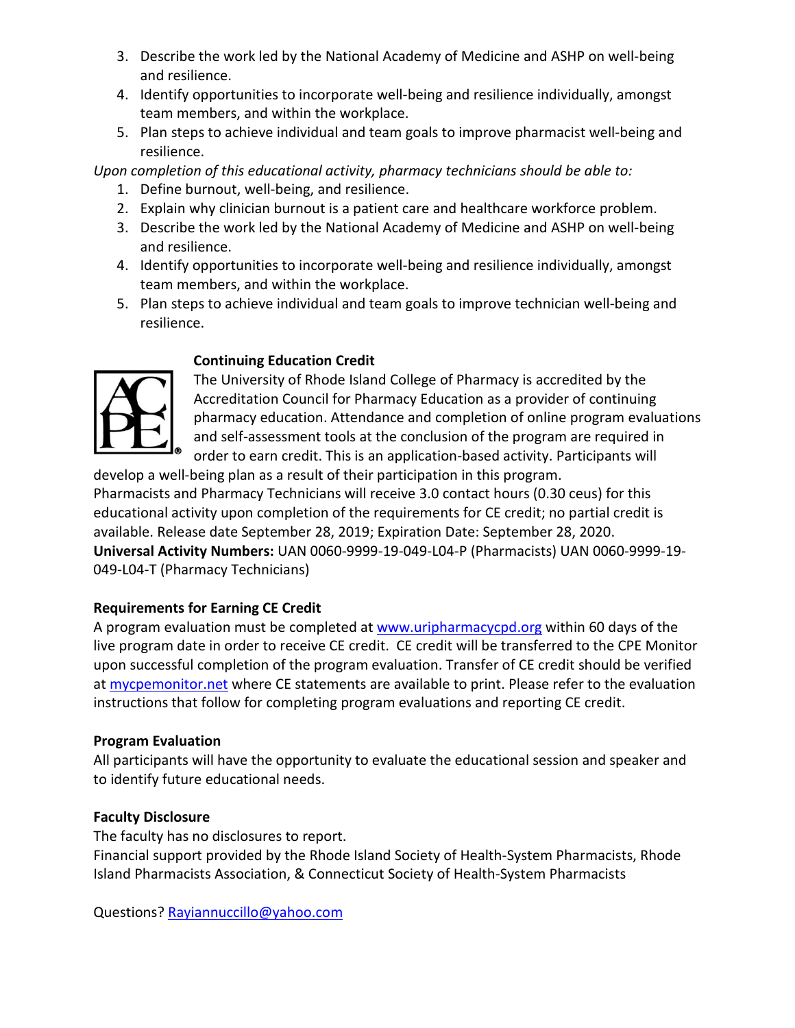3. Describe the work led by the National Academy of Medicine and ASHP on well-being and resilience.
4. Identify opportunities to incorporate well-being and resilience individually, amongst team members, and within the workplace.
5. Plan steps to achieve individual and team goals to improve pharmacist well-being and resilience.

*Upon completion of this educational activity, pharmacy technicians should be able to:*

1. Define burnout, well-being, and resilience.
2. Explain why clinician burnout is a patient care and healthcare workforce problem.
3. Describe the work led by the National Academy of Medicine and ASHP on well-being and resilience.
4. Identify opportunities to incorporate well-being and resilience individually, amongst team members, and within the workplace.
5. Plan steps to achieve individual and team goals to improve technician well-being and resilience.

**Continuing Education Credit**

The University of Rhode Island College of Pharmacy is accredited by the Accreditation Council for Pharmacy Education as a provider of continuing pharmacy education. Attendance and completion of online program evaluations and self-assessment tools at the conclusion of the program are required in order to earn credit. This is an application-based activity. Participants will develop a well-being plan as a result of their participation in this program.
Pharmacists and Pharmacy Technicians will receive 3.0 contact hours (0.30 ceus) for this educational activity upon completion of the requirements for CE credit; no partial credit is available. Release date September 28, 2019; Expiration Date: September 28, 2020.
**Universal Activity Numbers:** UAN 0060-9999-19-049-L04-P (Pharmacists) UAN 0060-9999-19-049-L04-T (Pharmacy Technicians)

**Requirements for Earning CE Credit**

A program evaluation must be completed at www.uripharmacycpd.org within 60 days of the live program date in order to receive CE credit. CE credit will be transferred to the CPE Monitor upon successful completion of the program evaluation. Transfer of CE credit should be verified at mycpemonitor.net where CE statements are available to print. Please refer to the evaluation instructions that follow for completing program evaluations and reporting CE credit.

**Program Evaluation**

All participants will have the opportunity to evaluate the educational session and speaker and to identify future educational needs.

**Faculty Disclosure**

The faculty has no disclosures to report.
Financial support provided by the Rhode Island Society of Health-System Pharmacists, Rhode Island Pharmacists Association, & Connecticut Society of Health-System Pharmacists

Questions? Rayiannuccillo@yahoo.com